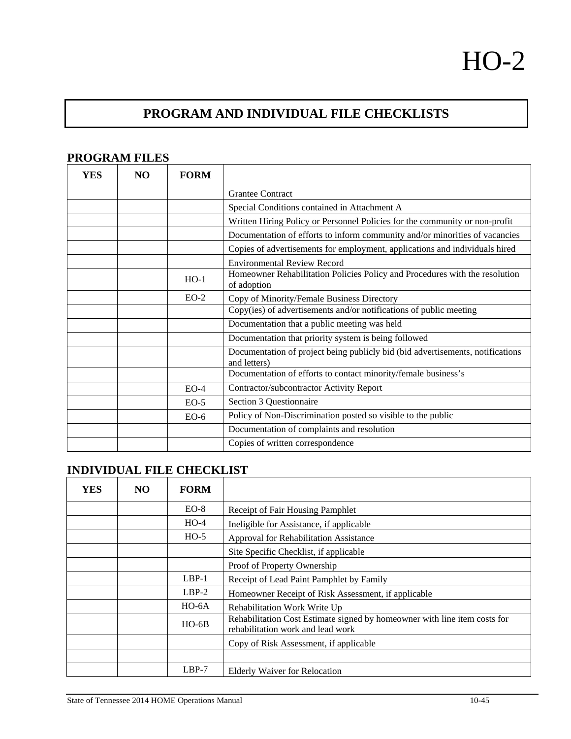# HO-2

## PROGRAM AND INDIVIDUAL FILE CHECKLISTS

### PROGRAM FILES

| YES | NO | FORM | |
|---|---|---|---|
| | | | Grantee Contract |
| | | | Special Conditions contained in Attachment A |
| | | | Written Hiring Policy or Personnel Policies for the community or non-profit |
| | | | Documentation of efforts to inform community and/or minorities of vacancies |
| | | | Copies of advertisements for employment, applications and individuals hired |
| | | | Environmental Review Record |
| | | HO-1 | Homeowner Rehabilitation Policies Policy and Procedures with the resolution of adoption |
| | | EO-2 | Copy of Minority/Female Business Directory |
| | | | Copy(ies) of advertisements and/or notifications of public meeting |
| | | | Documentation that a public meeting was held |
| | | | Documentation that priority system is being followed |
| | | | Documentation of project being publicly bid (bid advertisements, notifications and letters) |
| | | | Documentation of efforts to contact minority/female business's |
| | | EO-4 | Contractor/subcontractor Activity Report |
| | | EO-5 | Section 3 Questionnaire |
| | | EO-6 | Policy of Non-Discrimination posted so visible to the public |
| | | | Documentation of complaints and resolution |
| | | | Copies of written correspondence |

### INDIVIDUAL FILE CHECKLIST

| YES | NO | FORM | |
|---|---|---|---|
| | | EO-8 | Receipt of Fair Housing Pamphlet |
| | | HO-4 | Ineligible for Assistance, if applicable |
| | | HO-5 | Approval for Rehabilitation Assistance |
| | | | Site Specific Checklist, if applicable |
| | | | Proof of Property Ownership |
| | | LBP-1 | Receipt of Lead Paint Pamphlet by Family |
| | | LBP-2 | Homeowner Receipt of Risk Assessment, if applicable |
| | | HO-6A | Rehabilitation Work Write Up |
| | | HO-6B | Rehabilitation Cost Estimate signed by homeowner with line item costs for rehabilitation work and lead work |
| | | | Copy of Risk Assessment, if applicable |
| | | | |
| | | LBP-7 | Elderly Waiver for Relocation |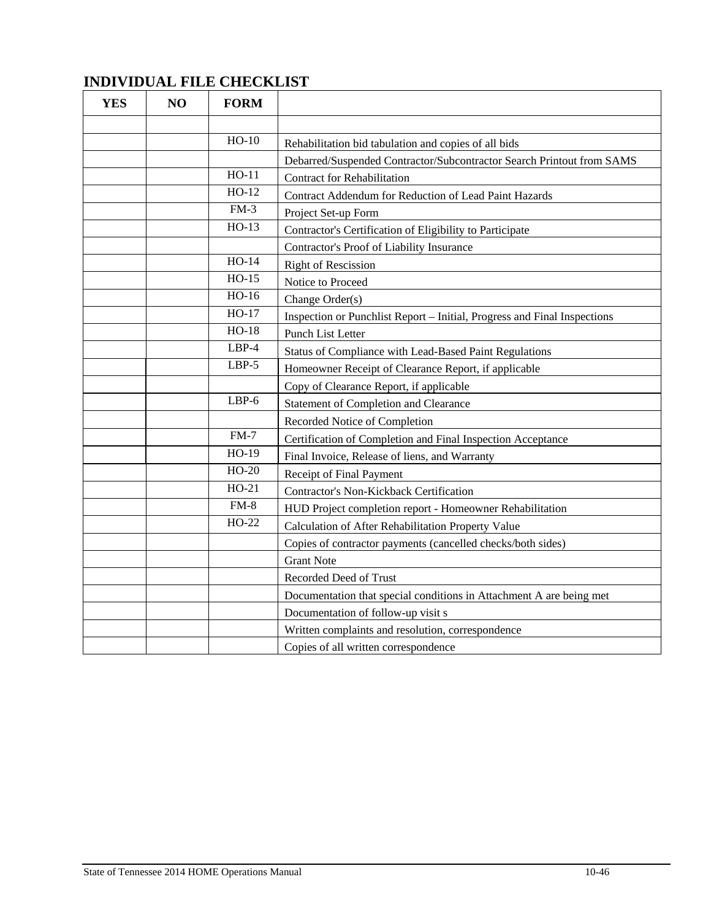## INDIVIDUAL FILE CHECKLIST

| YES | NO | FORM | |
|---|---|---|---|
| | | | |
| | | HO-10 | Rehabilitation bid tabulation and copies of all bids |
| | | | Debarred/Suspended Contractor/Subcontractor Search Printout from SAMS |
| | | HO-11 | Contract for Rehabilitation |
| | | HO-12 | Contract Addendum for Reduction of Lead Paint Hazards |
| | | FM-3 | Project Set-up Form |
| | | HO-13 | Contractor's Certification of Eligibility to Participate |
| | | | Contractor's Proof of Liability Insurance |
| | | HO-14 | Right of Rescission |
| | | HO-15 | Notice to Proceed |
| | | HO-16 | Change Order(s) |
| | | HO-17 | Inspection or Punchlist Report – Initial, Progress and Final Inspections |
| | | HO-18 | Punch List Letter |
| | | LBP-4 | Status of Compliance with Lead-Based Paint Regulations |
| | | LBP-5 | Homeowner Receipt of Clearance Report, if applicable |
| | | | Copy of Clearance Report, if applicable |
| | | LBP-6 | Statement of Completion and Clearance |
| | | | Recorded Notice of Completion |
| | | FM-7 | Certification of Completion and Final Inspection Acceptance |
| | | HO-19 | Final Invoice, Release of liens, and Warranty |
| | | HO-20 | Receipt of Final Payment |
| | | HO-21 | Contractor's Non-Kickback Certification |
| | | FM-8 | HUD Project completion report - Homeowner Rehabilitation |
| | | HO-22 | Calculation of After Rehabilitation Property Value |
| | | | Copies of contractor payments (cancelled checks/both sides) |
| | | | Grant Note |
| | | | Recorded Deed of Trust |
| | | | Documentation that special conditions in Attachment A are being met |
| | | | Documentation of follow-up visit s |
| | | | Written complaints and resolution, correspondence |
| | | | Copies of all written correspondence |